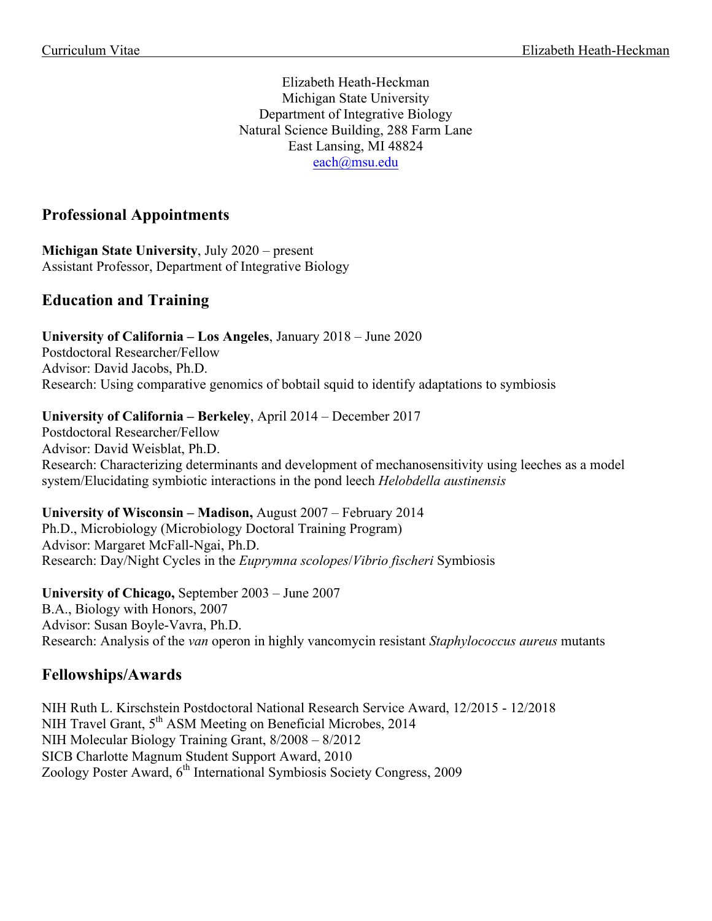Elizabeth Heath-Heckman
Michigan State University
Department of Integrative Biology
Natural Science Building, 288 Farm Lane
East Lansing, MI 48824
each@msu.edu

## Professional Appointments

**Michigan State University**, July 2020 – present
Assistant Professor, Department of Integrative Biology

## Education and Training

**University of California – Los Angeles**, January 2018 – June 2020
Postdoctoral Researcher/Fellow
Advisor: David Jacobs, Ph.D.
Research: Using comparative genomics of bobtail squid to identify adaptations to symbiosis

**University of California – Berkeley**, April 2014 – December 2017
Postdoctoral Researcher/Fellow
Advisor: David Weisblat, Ph.D.
Research: Characterizing determinants and development of mechanosensitivity using leeches as a model system/Elucidating symbiotic interactions in the pond leech *Helobdella austinensis*

**University of Wisconsin – Madison,** August 2007 – February 2014
Ph.D., Microbiology (Microbiology Doctoral Training Program)
Advisor: Margaret McFall-Ngai, Ph.D.
Research: Day/Night Cycles in the *Euprymna scolopes*/*Vibrio fischeri* Symbiosis

**University of Chicago,** September 2003 – June 2007
B.A., Biology with Honors, 2007
Advisor: Susan Boyle-Vavra, Ph.D.
Research: Analysis of the *van* operon in highly vancomycin resistant *Staphylococcus aureus* mutants

## Fellowships/Awards

NIH Ruth L. Kirschstein Postdoctoral National Research Service Award, 12/2015 - 12/2018
NIH Travel Grant, 5th ASM Meeting on Beneficial Microbes, 2014
NIH Molecular Biology Training Grant, 8/2008 – 8/2012
SICB Charlotte Magnum Student Support Award, 2010
Zoology Poster Award, 6th International Symbiosis Society Congress, 2009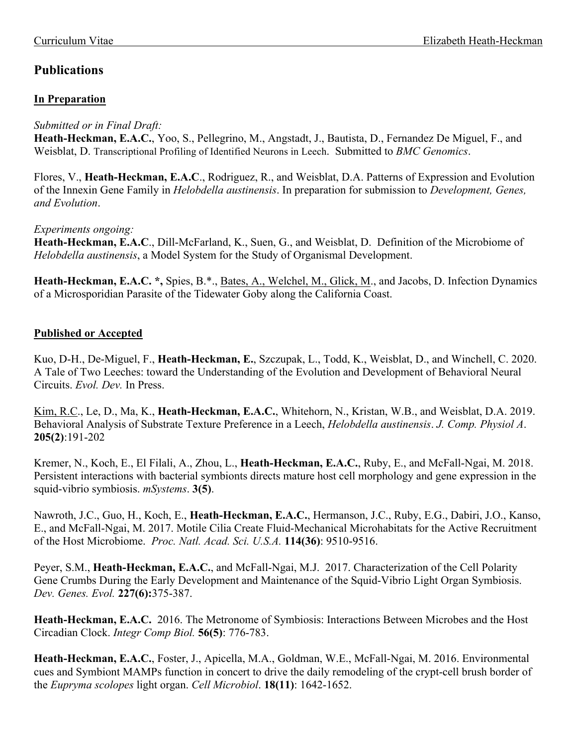# Publications

## In Preparation

*Submitted or in Final Draft:*

**Heath-Heckman, E.A.C.**, Yoo, S., Pellegrino, M., Angstadt, J., Bautista, D., Fernandez De Miguel, F., and Weisblat, D. Transcriptional Profiling of Identified Neurons in Leech. Submitted to *BMC Genomics*.

Flores, V., **Heath-Heckman, E.A.C**., Rodriguez, R., and Weisblat, D.A. Patterns of Expression and Evolution of the Innexin Gene Family in *Helobdella austinensis*. In preparation for submission to *Development, Genes, and Evolution*.

*Experiments ongoing:*

**Heath-Heckman, E.A.C**., Dill-McFarland, K., Suen, G., and Weisblat, D. Definition of the Microbiome of *Helobdella austinensis*, a Model System for the Study of Organismal Development.

**Heath-Heckman, E.A.C. \*,** Spies, B.\*., Bates, A., Welchel, M., Glick, M., and Jacobs, D. Infection Dynamics of a Microsporidian Parasite of the Tidewater Goby along the California Coast.

## Published or Accepted

Kuo, D-H., De-Miguel, F., **Heath-Heckman, E.**, Szczupak, L., Todd, K., Weisblat, D., and Winchell, C. 2020. A Tale of Two Leeches: toward the Understanding of the Evolution and Development of Behavioral Neural Circuits. *Evol. Dev.* In Press.

Kim, R.C., Le, D., Ma, K., **Heath-Heckman, E.A.C.**, Whitehorn, N., Kristan, W.B., and Weisblat, D.A. 2019. Behavioral Analysis of Substrate Texture Preference in a Leech, *Helobdella austinensis*. *J. Comp. Physiol A*. **205(2)**:191-202

Kremer, N., Koch, E., El Filali, A., Zhou, L., **Heath-Heckman, E.A.C.**, Ruby, E., and McFall-Ngai, M. 2018. Persistent interactions with bacterial symbionts directs mature host cell morphology and gene expression in the squid-vibrio symbiosis. *mSystems*. **3(5)**.

Nawroth, J.C., Guo, H., Koch, E., **Heath-Heckman, E.A.C.**, Hermanson, J.C., Ruby, E.G., Dabiri, J.O., Kanso, E., and McFall-Ngai, M. 2017. Motile Cilia Create Fluid-Mechanical Microhabitats for the Active Recruitment of the Host Microbiome. *Proc. Natl. Acad. Sci. U.S.A.* **114(36)**: 9510-9516.

Peyer, S.M., **Heath-Heckman, E.A.C.**, and McFall-Ngai, M.J. 2017. Characterization of the Cell Polarity Gene Crumbs During the Early Development and Maintenance of the Squid-Vibrio Light Organ Symbiosis. *Dev. Genes. Evol.* **227(6):**375-387.

**Heath-Heckman, E.A.C.** 2016. The Metronome of Symbiosis: Interactions Between Microbes and the Host Circadian Clock. *Integr Comp Biol.* **56(5)**: 776-783.

**Heath-Heckman, E.A.C.**, Foster, J., Apicella, M.A., Goldman, W.E., McFall-Ngai, M. 2016. Environmental cues and Symbiont MAMPs function in concert to drive the daily remodeling of the crypt-cell brush border of the *Euprymna scolopes* light organ. *Cell Microbiol*. **18(11)**: 1642-1652.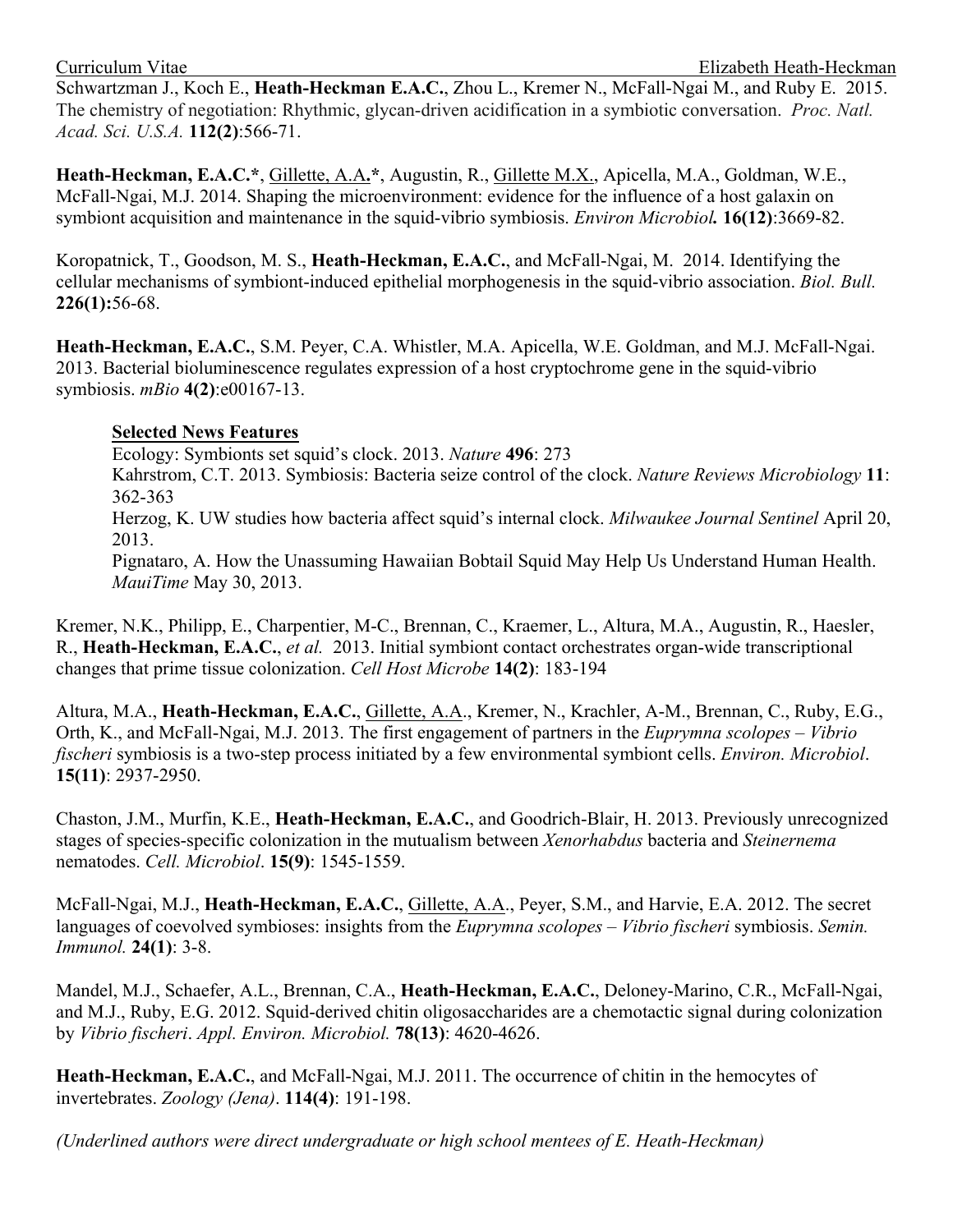Schwartzman J., Koch E., **Heath-Heckman E.A.C.**, Zhou L., Kremer N., McFall-Ngai M., and Ruby E. 2015. The chemistry of negotiation: Rhythmic, glycan-driven acidification in a symbiotic conversation. *Proc. Natl. Acad. Sci. U.S.A.* **112(2)**:566-71.

**Heath-Heckman, E.A.C.***, Gillette, A.A.*, Augustin, R., Gillette M.X., Apicella, M.A., Goldman, W.E., McFall-Ngai, M.J. 2014. Shaping the microenvironment: evidence for the influence of a host galaxin on symbiont acquisition and maintenance in the squid-vibrio symbiosis. *Environ Microbiol.* **16(12)**:3669-82.

Koropatnick, T., Goodson, M. S., **Heath-Heckman, E.A.C.**, and McFall-Ngai, M. 2014. Identifying the cellular mechanisms of symbiont-induced epithelial morphogenesis in the squid-vibrio association. *Biol. Bull.* **226(1):**56-68.

**Heath-Heckman, E.A.C.**, S.M. Peyer, C.A. Whistler, M.A. Apicella, W.E. Goldman, and M.J. McFall-Ngai. 2013. Bacterial bioluminescence regulates expression of a host cryptochrome gene in the squid-vibrio symbiosis. *mBio* **4(2)**:e00167-13.

**Selected News Features**

Ecology: Symbionts set squid's clock. 2013. *Nature* **496**: 273

Kahrstrom, C.T. 2013. Symbiosis: Bacteria seize control of the clock. *Nature Reviews Microbiology* **11**: 362-363

Herzog, K. UW studies how bacteria affect squid's internal clock. *Milwaukee Journal Sentinel* April 20, 2013.

Pignataro, A. How the Unassuming Hawaiian Bobtail Squid May Help Us Understand Human Health. *MauiTime* May 30, 2013.

Kremer, N.K., Philipp, E., Charpentier, M-C., Brennan, C., Kraemer, L., Altura, M.A., Augustin, R., Haesler, R., **Heath-Heckman, E.A.C.**, *et al.* 2013. Initial symbiont contact orchestrates organ-wide transcriptional changes that prime tissue colonization. *Cell Host Microbe* **14(2)**: 183-194

Altura, M.A., **Heath-Heckman, E.A.C.**, Gillette, A.A., Kremer, N., Krachler, A-M., Brennan, C., Ruby, E.G., Orth, K., and McFall-Ngai, M.J. 2013. The first engagement of partners in the *Euprymna scolopes – Vibrio fischeri* symbiosis is a two-step process initiated by a few environmental symbiont cells. *Environ. Microbiol*. **15(11)**: 2937-2950.

Chaston, J.M., Murfin, K.E., **Heath-Heckman, E.A.C.**, and Goodrich-Blair, H. 2013. Previously unrecognized stages of species-specific colonization in the mutualism between *Xenorhabdus* bacteria and *Steinernema* nematodes. *Cell. Microbiol*. **15(9)**: 1545-1559.

McFall-Ngai, M.J., **Heath-Heckman, E.A.C.**, Gillette, A.A., Peyer, S.M., and Harvie, E.A. 2012. The secret languages of coevolved symbioses: insights from the *Euprymna scolopes – Vibrio fischeri* symbiosis. *Semin. Immunol.* **24(1)**: 3-8.

Mandel, M.J., Schaefer, A.L., Brennan, C.A., **Heath-Heckman, E.A.C.**, Deloney-Marino, C.R., McFall-Ngai, and M.J., Ruby, E.G. 2012. Squid-derived chitin oligosaccharides are a chemotactic signal during colonization by *Vibrio fischeri*. *Appl. Environ. Microbiol.* **78(13)**: 4620-4626.

**Heath-Heckman, E.A.C.**, and McFall-Ngai, M.J. 2011. The occurrence of chitin in the hemocytes of invertebrates. *Zoology (Jena)*. **114(4)**: 191-198.

*(Underlined authors were direct undergraduate or high school mentees of E. Heath-Heckman)*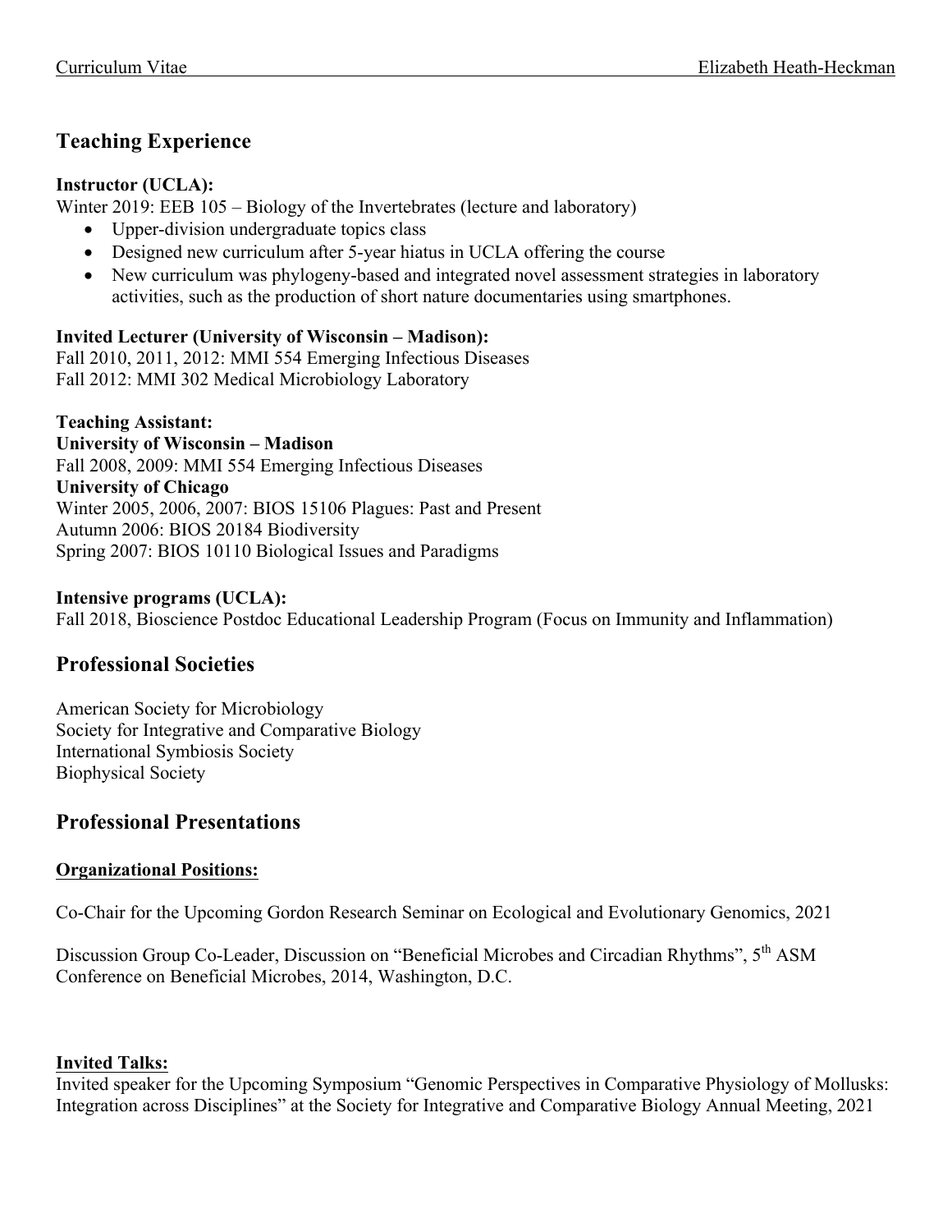## Teaching Experience

**Instructor (UCLA):**
Winter 2019: EEB 105 – Biology of the Invertebrates (lecture and laboratory)

- Upper-division undergraduate topics class
- Designed new curriculum after 5-year hiatus in UCLA offering the course
- New curriculum was phylogeny-based and integrated novel assessment strategies in laboratory activities, such as the production of short nature documentaries using smartphones.

**Invited Lecturer (University of Wisconsin – Madison):**
Fall 2010, 2011, 2012: MMI 554 Emerging Infectious Diseases
Fall 2012: MMI 302 Medical Microbiology Laboratory

**Teaching Assistant:**
**University of Wisconsin – Madison**
Fall 2008, 2009: MMI 554 Emerging Infectious Diseases
**University of Chicago**
Winter 2005, 2006, 2007: BIOS 15106 Plagues: Past and Present
Autumn 2006: BIOS 20184 Biodiversity
Spring 2007: BIOS 10110 Biological Issues and Paradigms

**Intensive programs (UCLA):**
Fall 2018, Bioscience Postdoc Educational Leadership Program (Focus on Immunity and Inflammation)

## Professional Societies

American Society for Microbiology
Society for Integrative and Comparative Biology
International Symbiosis Society
Biophysical Society

## Professional Presentations

**Organizational Positions:**

Co-Chair for the Upcoming Gordon Research Seminar on Ecological and Evolutionary Genomics, 2021

Discussion Group Co-Leader, Discussion on "Beneficial Microbes and Circadian Rhythms", 5th ASM Conference on Beneficial Microbes, 2014, Washington, D.C.

**Invited Talks:**
Invited speaker for the Upcoming Symposium "Genomic Perspectives in Comparative Physiology of Mollusks: Integration across Disciplines" at the Society for Integrative and Comparative Biology Annual Meeting, 2021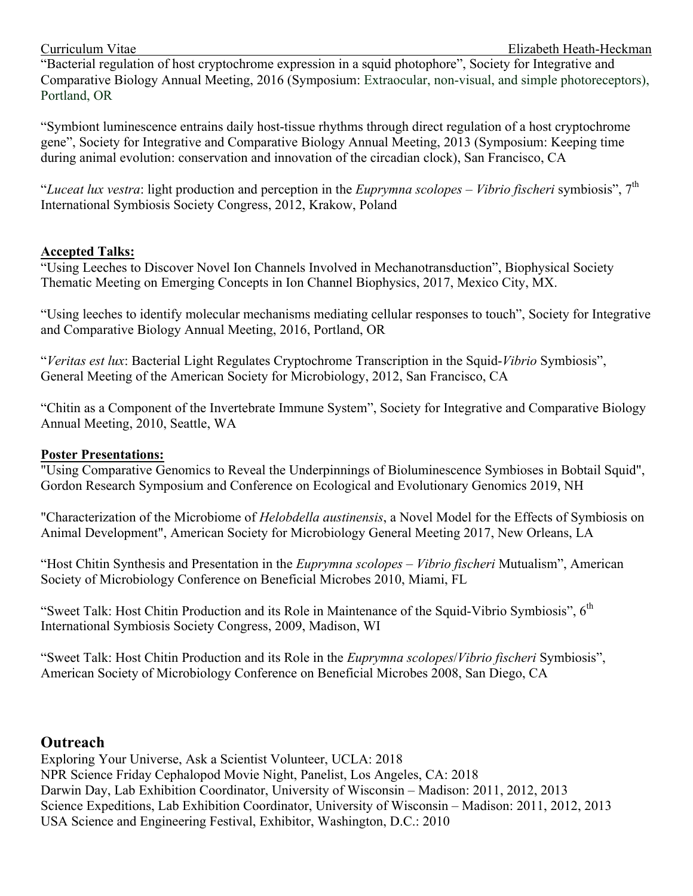"Bacterial regulation of host cryptochrome expression in a squid photophore", Society for Integrative and Comparative Biology Annual Meeting, 2016 (Symposium: Extraocular, non-visual, and simple photoreceptors), Portland, OR

"Symbiont luminescence entrains daily host-tissue rhythms through direct regulation of a host cryptochrome gene", Society for Integrative and Comparative Biology Annual Meeting, 2013 (Symposium: Keeping time during animal evolution: conservation and innovation of the circadian clock), San Francisco, CA

"*Luceat lux vestra*: light production and perception in the *Euprymna scolopes – Vibrio fischeri* symbiosis", 7th International Symbiosis Society Congress, 2012, Krakow, Poland

**Accepted Talks:**

"Using Leeches to Discover Novel Ion Channels Involved in Mechanotransduction", Biophysical Society Thematic Meeting on Emerging Concepts in Ion Channel Biophysics, 2017, Mexico City, MX.

"Using leeches to identify molecular mechanisms mediating cellular responses to touch", Society for Integrative and Comparative Biology Annual Meeting, 2016, Portland, OR

"*Veritas est lux*: Bacterial Light Regulates Cryptochrome Transcription in the Squid-*Vibrio* Symbiosis", General Meeting of the American Society for Microbiology, 2012, San Francisco, CA

"Chitin as a Component of the Invertebrate Immune System", Society for Integrative and Comparative Biology Annual Meeting, 2010, Seattle, WA

**Poster Presentations:**

"Using Comparative Genomics to Reveal the Underpinnings of Bioluminescence Symbioses in Bobtail Squid", Gordon Research Symposium and Conference on Ecological and Evolutionary Genomics 2019, NH

"Characterization of the Microbiome of *Helobdella austinensis*, a Novel Model for the Effects of Symbiosis on Animal Development", American Society for Microbiology General Meeting 2017, New Orleans, LA

"Host Chitin Synthesis and Presentation in the *Euprymna scolopes – Vibrio fischeri* Mutualism", American Society of Microbiology Conference on Beneficial Microbes 2010, Miami, FL

"Sweet Talk: Host Chitin Production and its Role in Maintenance of the Squid-Vibrio Symbiosis", 6th International Symbiosis Society Congress, 2009, Madison, WI

"Sweet Talk: Host Chitin Production and its Role in the *Euprymna scolopes*/*Vibrio fischeri* Symbiosis", American Society of Microbiology Conference on Beneficial Microbes 2008, San Diego, CA

## Outreach

Exploring Your Universe, Ask a Scientist Volunteer, UCLA: 2018
NPR Science Friday Cephalopod Movie Night, Panelist, Los Angeles, CA: 2018
Darwin Day, Lab Exhibition Coordinator, University of Wisconsin – Madison: 2011, 2012, 2013
Science Expeditions, Lab Exhibition Coordinator, University of Wisconsin – Madison: 2011, 2012, 2013
USA Science and Engineering Festival, Exhibitor, Washington, D.C.: 2010